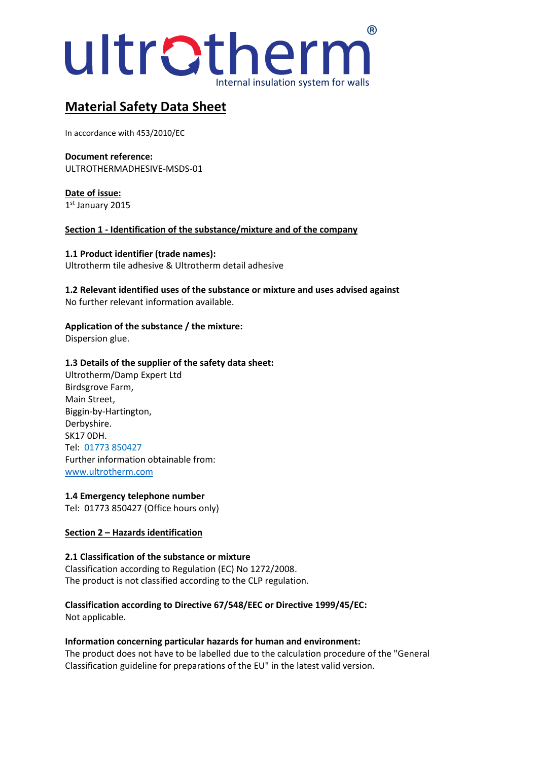ultrotherm®

Internal insulation system for walls

# Material Safety Data Sheet

In accordance with 453/2010/EC

**Document reference:**
ULTROTHERMADHESIVE-MSDS-01

**Date of issue:**
1st January 2015

## Section 1 - Identification of the substance/mixture and of the company

**1.1 Product identifier (trade names):**
Ultrotherm tile adhesive & Ultrotherm detail adhesive

**1.2 Relevant identified uses of the substance or mixture and uses advised against**
No further relevant information available.

**Application of the substance / the mixture:**
Dispersion glue.

**1.3 Details of the supplier of the safety data sheet:**
Ultrotherm/Damp Expert Ltd
Birdsgrove Farm,
Main Street,
Biggin-by-Hartington,
Derbyshire.
SK17 0DH.
Tel: 01773 850427
Further information obtainable from:
www.ultrotherm.com

**1.4 Emergency telephone number**
Tel: 01773 850427 (Office hours only)

## Section 2 – Hazards identification

**2.1 Classification of the substance or mixture**
Classification according to Regulation (EC) No 1272/2008.
The product is not classified according to the CLP regulation.

**Classification according to Directive 67/548/EEC or Directive 1999/45/EC:**
Not applicable.

**Information concerning particular hazards for human and environment:**
The product does not have to be labelled due to the calculation procedure of the "General Classification guideline for preparations of the EU" in the latest valid version.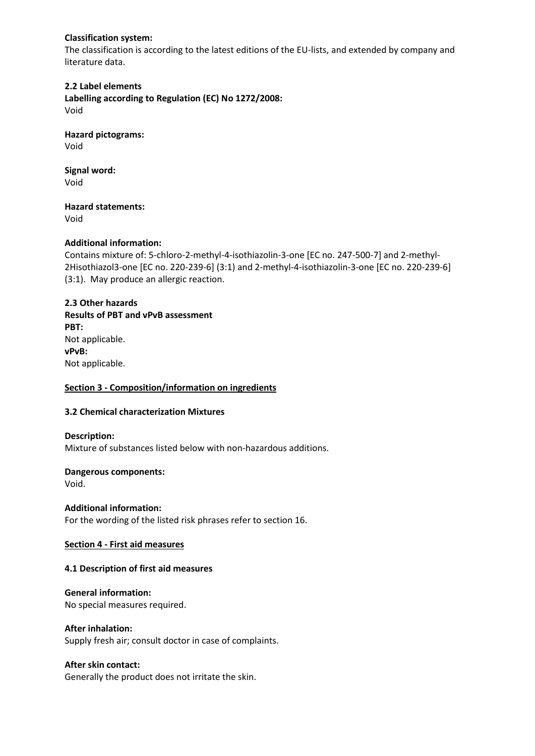**Classification system:**
The classification is according to the latest editions of the EU-lists, and extended by company and literature data.

**2.2 Label elements**
**Labelling according to Regulation (EC) No 1272/2008:**
Void

**Hazard pictograms:**
Void

**Signal word:**
Void

**Hazard statements:**
Void

**Additional information:**
Contains mixture of: 5-chloro-2-methyl-4-isothiazolin-3-one [EC no. 247-500-7] and 2-methyl-2Hisothiazol3-one [EC no. 220-239-6] (3:1) and 2-methyl-4-isothiazolin-3-one [EC no. 220-239-6] (3:1). May produce an allergic reaction.

**2.3 Other hazards**
**Results of PBT and vPvB assessment**
**PBT:**
Not applicable.
**vPvB:**
Not applicable.

## Section 3 - Composition/information on ingredients

**3.2 Chemical characterization Mixtures**

**Description:**
Mixture of substances listed below with non-hazardous additions.

**Dangerous components:**
Void.

**Additional information:**
For the wording of the listed risk phrases refer to section 16.

## Section 4 - First aid measures

**4.1 Description of first aid measures**

**General information:**
No special measures required.

**After inhalation:**
Supply fresh air; consult doctor in case of complaints.

**After skin contact:**
Generally the product does not irritate the skin.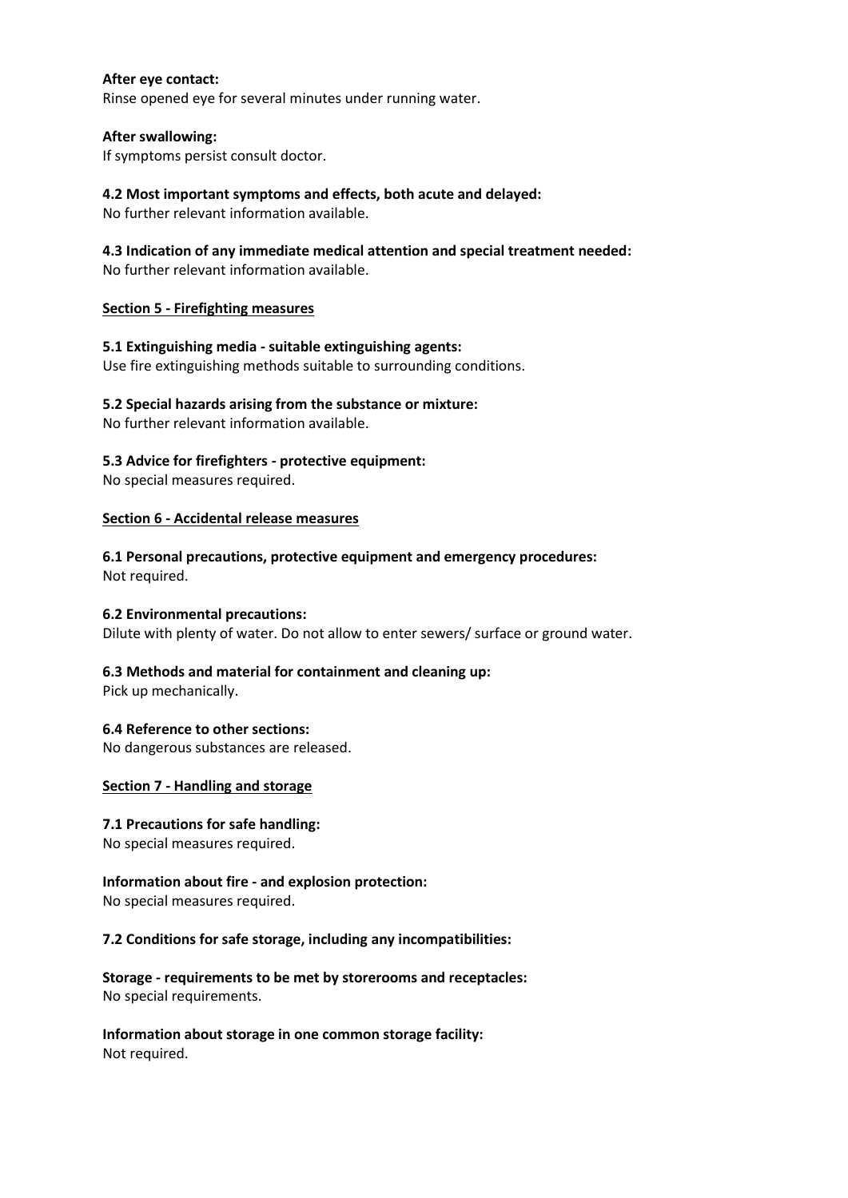**After eye contact:**
Rinse opened eye for several minutes under running water.

**After swallowing:**
If symptoms persist consult doctor.

**4.2 Most important symptoms and effects, both acute and delayed:**
No further relevant information available.

**4.3 Indication of any immediate medical attention and special treatment needed:**
No further relevant information available.

## Section 5 - Firefighting measures

**5.1 Extinguishing media - suitable extinguishing agents:**
Use fire extinguishing methods suitable to surrounding conditions.

**5.2 Special hazards arising from the substance or mixture:**
No further relevant information available.

**5.3 Advice for firefighters - protective equipment:**
No special measures required.

## Section 6 - Accidental release measures

**6.1 Personal precautions, protective equipment and emergency procedures:**
Not required.

**6.2 Environmental precautions:**
Dilute with plenty of water. Do not allow to enter sewers/ surface or ground water.

**6.3 Methods and material for containment and cleaning up:**
Pick up mechanically.

**6.4 Reference to other sections:**
No dangerous substances are released.

## Section 7 - Handling and storage

**7.1 Precautions for safe handling:**
No special measures required.

**Information about fire - and explosion protection:**
No special measures required.

**7.2 Conditions for safe storage, including any incompatibilities:**

**Storage - requirements to be met by storerooms and receptacles:**
No special requirements.

**Information about storage in one common storage facility:**
Not required.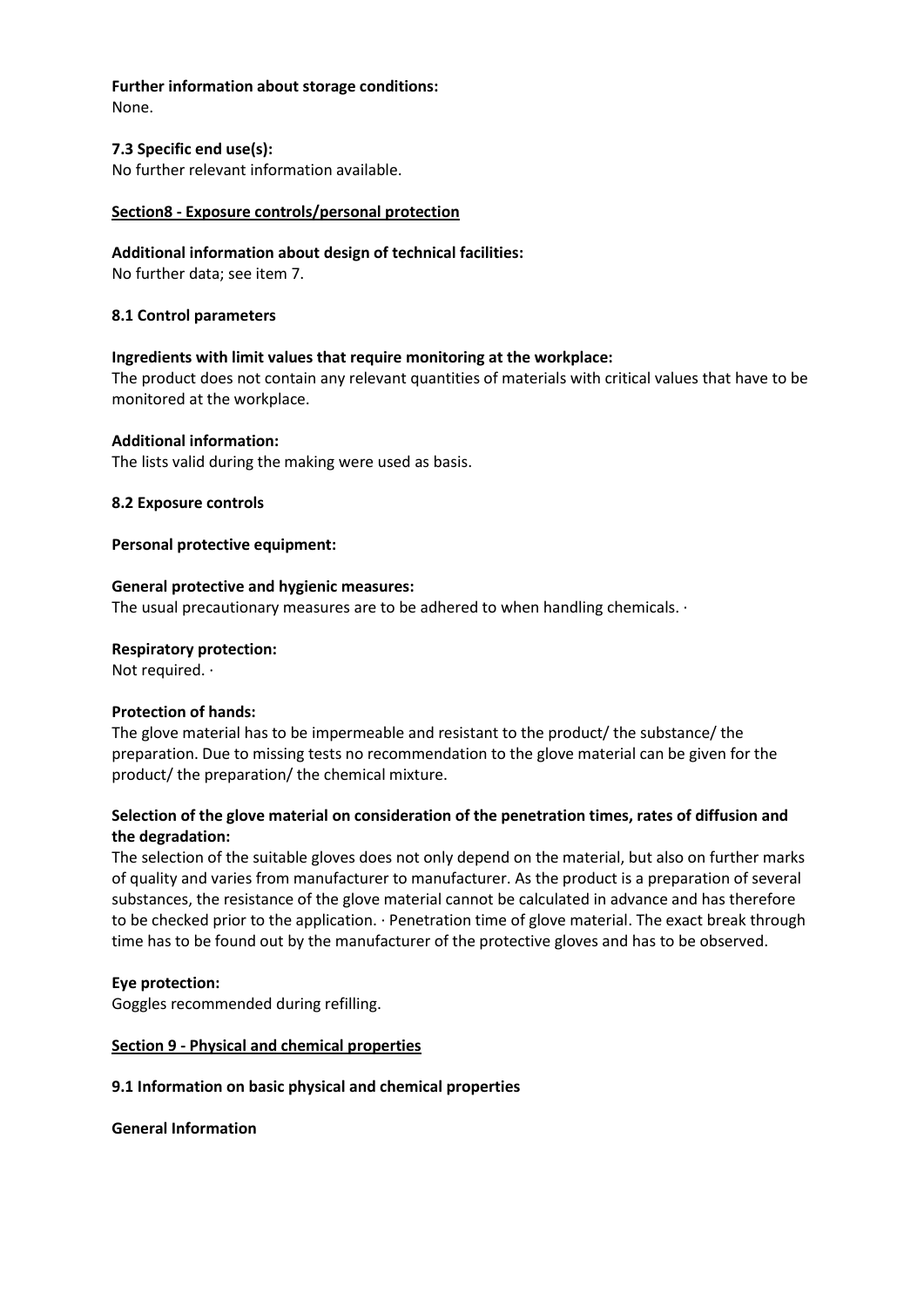**Further information about storage conditions:**
None.

**7.3 Specific end use(s):**
No further relevant information available.

## Section8 - Exposure controls/personal protection

**Additional information about design of technical facilities:**
No further data; see item 7.

**8.1 Control parameters**

**Ingredients with limit values that require monitoring at the workplace:**
The product does not contain any relevant quantities of materials with critical values that have to be monitored at the workplace.

**Additional information:**
The lists valid during the making were used as basis.

**8.2 Exposure controls**

**Personal protective equipment:**

**General protective and hygienic measures:**
The usual precautionary measures are to be adhered to when handling chemicals. ·

**Respiratory protection:**
Not required. ·

**Protection of hands:**
The glove material has to be impermeable and resistant to the product/ the substance/ the preparation. Due to missing tests no recommendation to the glove material can be given for the product/ the preparation/ the chemical mixture.

**Selection of the glove material on consideration of the penetration times, rates of diffusion and the degradation:**
The selection of the suitable gloves does not only depend on the material, but also on further marks of quality and varies from manufacturer to manufacturer. As the product is a preparation of several substances, the resistance of the glove material cannot be calculated in advance and has therefore to be checked prior to the application. · Penetration time of glove material. The exact break through time has to be found out by the manufacturer of the protective gloves and has to be observed.

**Eye protection:**
Goggles recommended during refilling.

## Section 9 - Physical and chemical properties

**9.1 Information on basic physical and chemical properties**

**General Information**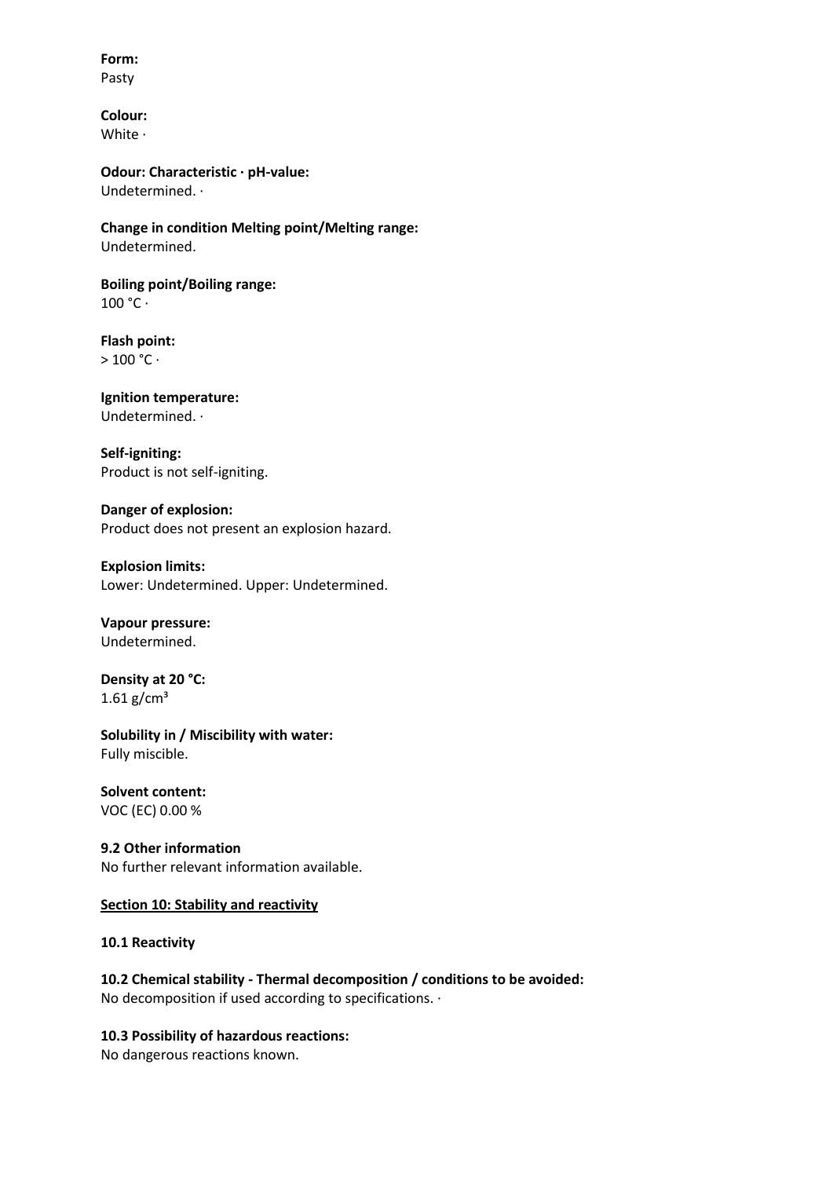**Form:**
Pasty

**Colour:**
White ·

**Odour: Characteristic · pH-value:**
Undetermined. ·

**Change in condition Melting point/Melting range:**
Undetermined.

**Boiling point/Boiling range:**
100 °C ·

**Flash point:**
> 100 °C ·

**Ignition temperature:**
Undetermined. ·

**Self-igniting:**
Product is not self-igniting.

**Danger of explosion:**
Product does not present an explosion hazard.

**Explosion limits:**
Lower: Undetermined. Upper: Undetermined.

**Vapour pressure:**
Undetermined.

**Density at 20 °C:**
1.61 g/cm³

**Solubility in / Miscibility with water:**
Fully miscible.

**Solvent content:**
VOC (EC) 0.00 %

**9.2 Other information**
No further relevant information available.

**Section 10: Stability and reactivity**

**10.1 Reactivity**

**10.2 Chemical stability - Thermal decomposition / conditions to be avoided:**
No decomposition if used according to specifications. ·

**10.3 Possibility of hazardous reactions:**
No dangerous reactions known.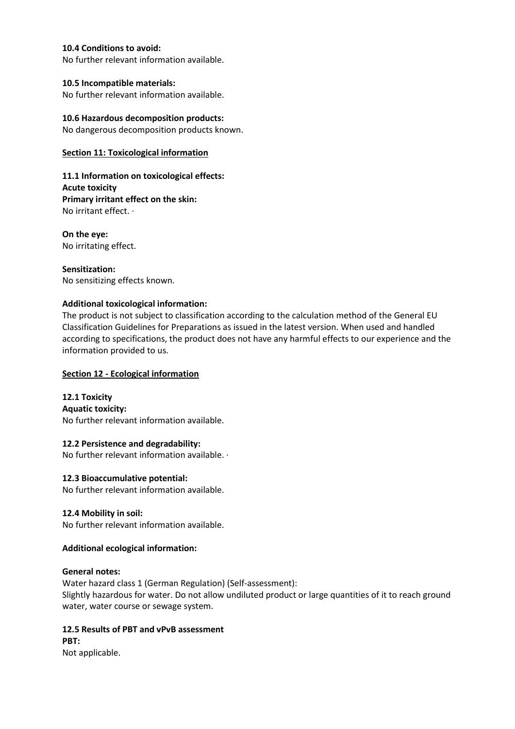**10.4 Conditions to avoid:**
No further relevant information available.

**10.5 Incompatible materials:**
No further relevant information available.

**10.6 Hazardous decomposition products:**
No dangerous decomposition products known.

## Section 11: Toxicological information

**11.1 Information on toxicological effects:**
**Acute toxicity**
**Primary irritant effect on the skin:**
No irritant effect. ·

**On the eye:**
No irritating effect.

**Sensitization:**
No sensitizing effects known.

**Additional toxicological information:**
The product is not subject to classification according to the calculation method of the General EU Classification Guidelines for Preparations as issued in the latest version. When used and handled according to specifications, the product does not have any harmful effects to our experience and the information provided to us.

## Section 12 - Ecological information

**12.1 Toxicity**
**Aquatic toxicity:**
No further relevant information available.

**12.2 Persistence and degradability:**
No further relevant information available. ·

**12.3 Bioaccumulative potential:**
No further relevant information available.

**12.4 Mobility in soil:**
No further relevant information available.

**Additional ecological information:**

**General notes:**
Water hazard class 1 (German Regulation) (Self-assessment):
Slightly hazardous for water. Do not allow undiluted product or large quantities of it to reach ground water, water course or sewage system.

**12.5 Results of PBT and vPvB assessment**
**PBT:**
Not applicable.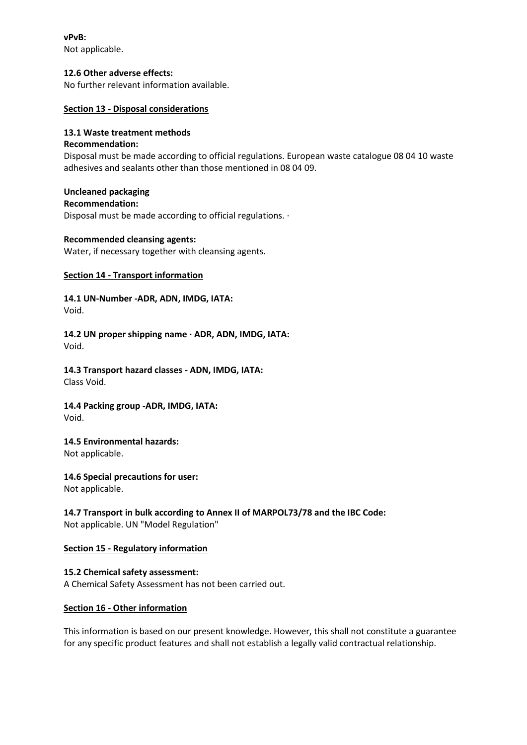**vPvB:**
Not applicable.

**12.6 Other adverse effects:**
No further relevant information available.

## Section 13 - Disposal considerations

**13.1 Waste treatment methods**
**Recommendation:**
Disposal must be made according to official regulations. European waste catalogue 08 04 10 waste adhesives and sealants other than those mentioned in 08 04 09.

**Uncleaned packaging**
**Recommendation:**
Disposal must be made according to official regulations. ·

**Recommended cleansing agents:**
Water, if necessary together with cleansing agents.

## Section 14 - Transport information

**14.1 UN-Number -ADR, ADN, IMDG, IATA:**
Void.

**14.2 UN proper shipping name · ADR, ADN, IMDG, IATA:**
Void.

**14.3 Transport hazard classes - ADN, IMDG, IATA:**
Class Void.

**14.4 Packing group -ADR, IMDG, IATA:**
Void.

**14.5 Environmental hazards:**
Not applicable.

**14.6 Special precautions for user:**
Not applicable.

**14.7 Transport in bulk according to Annex II of MARPOL73/78 and the IBC Code:**
Not applicable. UN "Model Regulation"

## Section 15 - Regulatory information

**15.2 Chemical safety assessment:**
A Chemical Safety Assessment has not been carried out.

## Section 16 - Other information

This information is based on our present knowledge. However, this shall not constitute a guarantee for any specific product features and shall not establish a legally valid contractual relationship.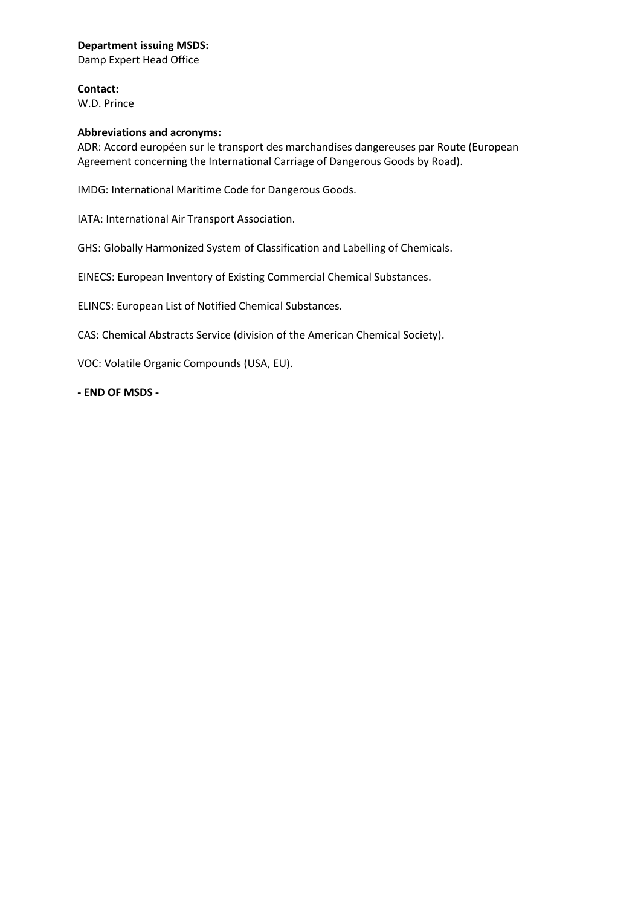**Department issuing MSDS:**
Damp Expert Head Office

**Contact:**
W.D. Prince

**Abbreviations and acronyms:**
ADR: Accord européen sur le transport des marchandises dangereuses par Route (European Agreement concerning the International Carriage of Dangerous Goods by Road).

IMDG: International Maritime Code for Dangerous Goods.

IATA: International Air Transport Association.

GHS: Globally Harmonized System of Classification and Labelling of Chemicals.

EINECS: European Inventory of Existing Commercial Chemical Substances.

ELINCS: European List of Notified Chemical Substances.

CAS: Chemical Abstracts Service (division of the American Chemical Society).

VOC: Volatile Organic Compounds (USA, EU).

**- END OF MSDS -**